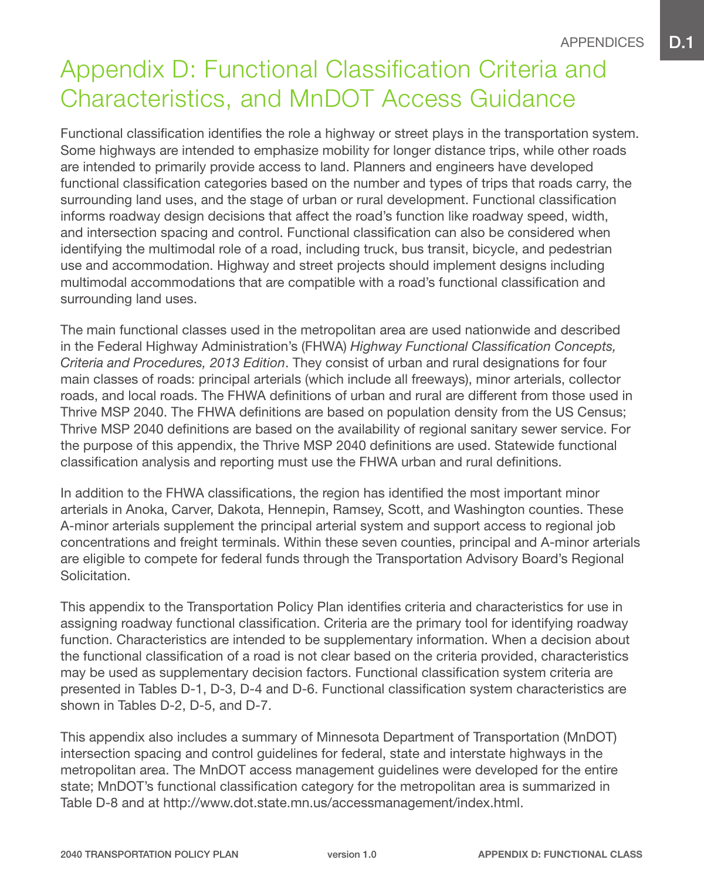# Appendix D: Functional Classification Criteria and Characteristics, and MnDOT Access Guidance

Functional classification identifies the role a highway or street plays in the transportation system. Some highways are intended to emphasize mobility for longer distance trips, while other roads are intended to primarily provide access to land. Planners and engineers have developed functional classification categories based on the number and types of trips that roads carry, the surrounding land uses, and the stage of urban or rural development. Functional classification informs roadway design decisions that affect the road's function like roadway speed, width, and intersection spacing and control. Functional classification can also be considered when identifying the multimodal role of a road, including truck, bus transit, bicycle, and pedestrian use and accommodation. Highway and street projects should implement designs including multimodal accommodations that are compatible with a road's functional classification and surrounding land uses.

The main functional classes used in the metropolitan area are used nationwide and described in the Federal Highway Administration's (FHWA) *Highway Functional Classification Concepts, Criteria and Procedures, 2013 Edition*. They consist of urban and rural designations for four main classes of roads: principal arterials (which include all freeways), minor arterials, collector roads, and local roads. The FHWA definitions of urban and rural are different from those used in Thrive MSP 2040. The FHWA definitions are based on population density from the US Census; Thrive MSP 2040 definitions are based on the availability of regional sanitary sewer service. For the purpose of this appendix, the Thrive MSP 2040 definitions are used. Statewide functional classification analysis and reporting must use the FHWA urban and rural definitions.

In addition to the FHWA classifications, the region has identified the most important minor arterials in Anoka, Carver, Dakota, Hennepin, Ramsey, Scott, and Washington counties. These A-minor arterials supplement the principal arterial system and support access to regional job concentrations and freight terminals. Within these seven counties, principal and A-minor arterials are eligible to compete for federal funds through the Transportation Advisory Board's Regional Solicitation.

This appendix to the Transportation Policy Plan identifies criteria and characteristics for use in assigning roadway functional classification. Criteria are the primary tool for identifying roadway function. Characteristics are intended to be supplementary information. When a decision about the functional classification of a road is not clear based on the criteria provided, characteristics may be used as supplementary decision factors. Functional classification system criteria are presented in Tables D-1, D-3, D-4 and D-6. Functional classification system characteristics are shown in Tables D-2, D-5, and D-7.

This appendix also includes a summary of Minnesota Department of Transportation (MnDOT) intersection spacing and control guidelines for federal, state and interstate highways in the metropolitan area. The MnDOT access management guidelines were developed for the entire state; MnDOT's functional classification category for the metropolitan area is summarized in Table D-8 and at http://www.dot.state.mn.us/accessmanagement/index.html.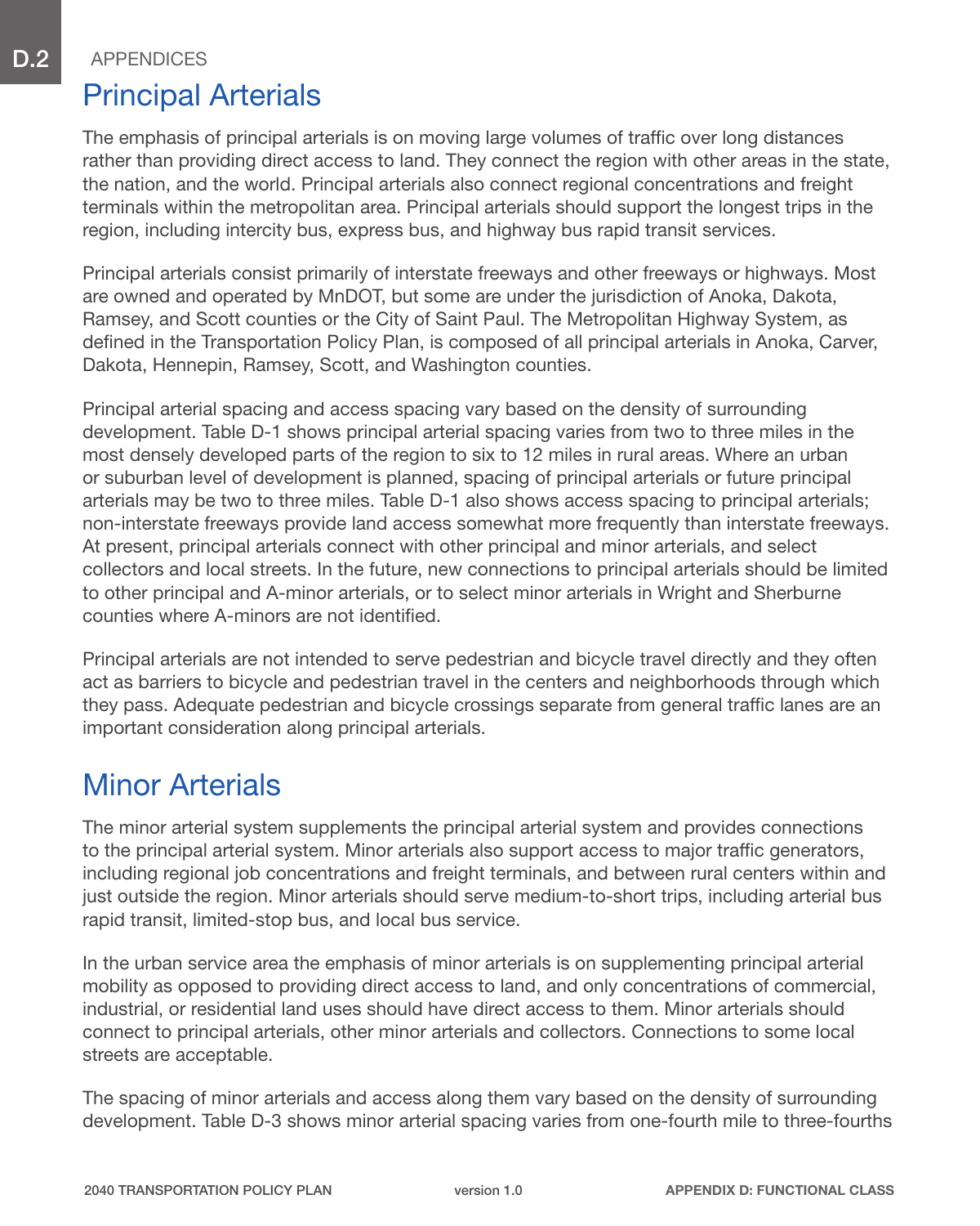## Principal Arterials

The emphasis of principal arterials is on moving large volumes of traffic over long distances rather than providing direct access to land. They connect the region with other areas in the state, the nation, and the world. Principal arterials also connect regional concentrations and freight terminals within the metropolitan area. Principal arterials should support the longest trips in the region, including intercity bus, express bus, and highway bus rapid transit services.

Principal arterials consist primarily of interstate freeways and other freeways or highways. Most are owned and operated by MnDOT, but some are under the jurisdiction of Anoka, Dakota, Ramsey, and Scott counties or the City of Saint Paul. The Metropolitan Highway System, as defined in the Transportation Policy Plan, is composed of all principal arterials in Anoka, Carver, Dakota, Hennepin, Ramsey, Scott, and Washington counties.

Principal arterial spacing and access spacing vary based on the density of surrounding development. Table D-1 shows principal arterial spacing varies from two to three miles in the most densely developed parts of the region to six to 12 miles in rural areas. Where an urban or suburban level of development is planned, spacing of principal arterials or future principal arterials may be two to three miles. Table D-1 also shows access spacing to principal arterials; non-interstate freeways provide land access somewhat more frequently than interstate freeways. At present, principal arterials connect with other principal and minor arterials, and select collectors and local streets. In the future, new connections to principal arterials should be limited to other principal and A-minor arterials, or to select minor arterials in Wright and Sherburne counties where A-minors are not identified.

Principal arterials are not intended to serve pedestrian and bicycle travel directly and they often act as barriers to bicycle and pedestrian travel in the centers and neighborhoods through which they pass. Adequate pedestrian and bicycle crossings separate from general traffic lanes are an important consideration along principal arterials.

## Minor Arterials

The minor arterial system supplements the principal arterial system and provides connections to the principal arterial system. Minor arterials also support access to major traffic generators, including regional job concentrations and freight terminals, and between rural centers within and just outside the region. Minor arterials should serve medium-to-short trips, including arterial bus rapid transit, limited-stop bus, and local bus service.

In the urban service area the emphasis of minor arterials is on supplementing principal arterial mobility as opposed to providing direct access to land, and only concentrations of commercial, industrial, or residential land uses should have direct access to them. Minor arterials should connect to principal arterials, other minor arterials and collectors. Connections to some local streets are acceptable.

The spacing of minor arterials and access along them vary based on the density of surrounding development. Table D-3 shows minor arterial spacing varies from one-fourth mile to three-fourths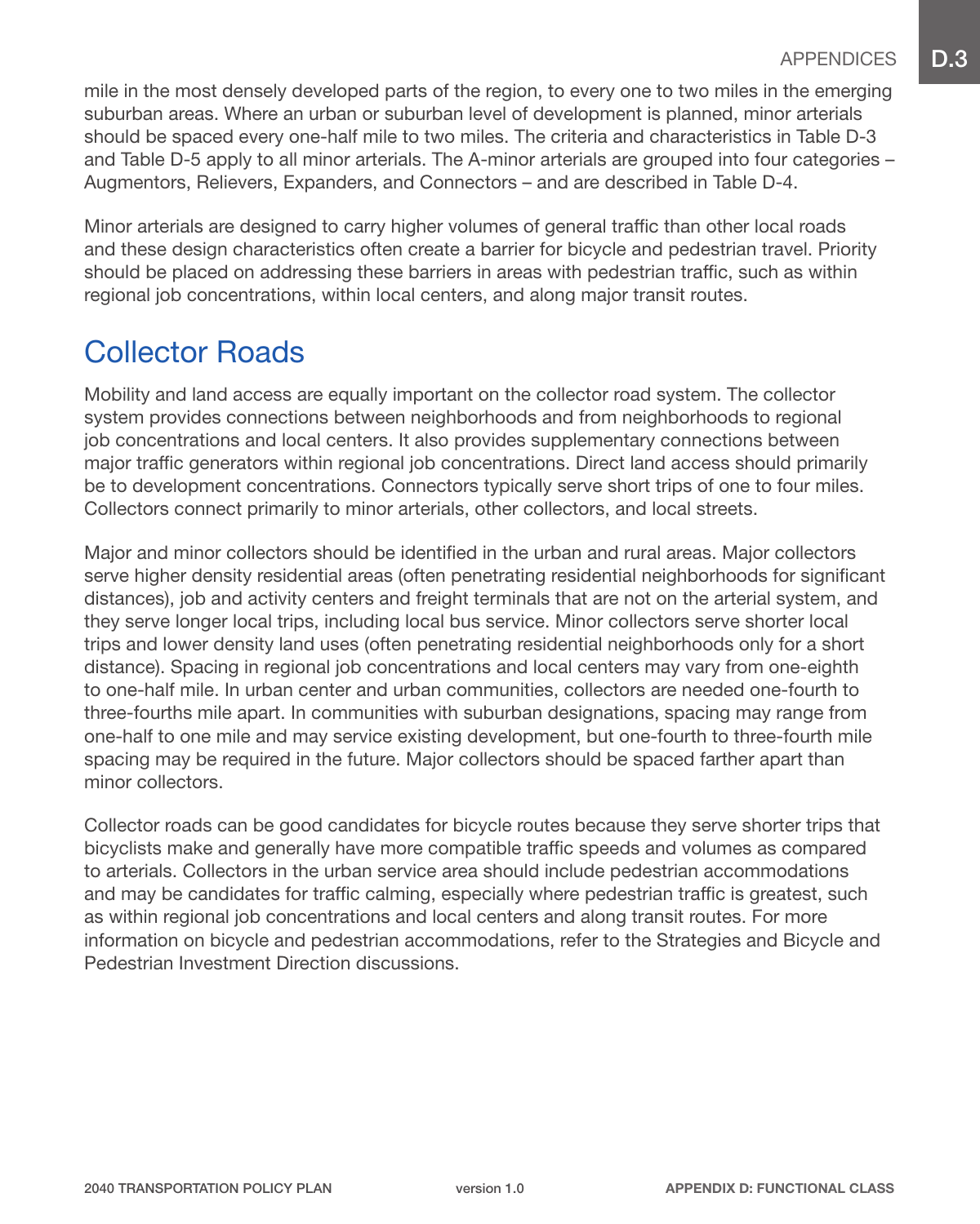mile in the most densely developed parts of the region, to every one to two miles in the emerging suburban areas. Where an urban or suburban level of development is planned, minor arterials should be spaced every one-half mile to two miles. The criteria and characteristics in Table D-3 and Table D-5 apply to all minor arterials. The A-minor arterials are grouped into four categories – Augmentors, Relievers, Expanders, and Connectors – and are described in Table D-4.

Minor arterials are designed to carry higher volumes of general traffic than other local roads and these design characteristics often create a barrier for bicycle and pedestrian travel. Priority should be placed on addressing these barriers in areas with pedestrian traffic, such as within regional job concentrations, within local centers, and along major transit routes.

## Collector Roads

Mobility and land access are equally important on the collector road system. The collector system provides connections between neighborhoods and from neighborhoods to regional job concentrations and local centers. It also provides supplementary connections between major traffic generators within regional job concentrations. Direct land access should primarily be to development concentrations. Connectors typically serve short trips of one to four miles. Collectors connect primarily to minor arterials, other collectors, and local streets.

Major and minor collectors should be identified in the urban and rural areas. Major collectors serve higher density residential areas (often penetrating residential neighborhoods for significant distances), job and activity centers and freight terminals that are not on the arterial system, and they serve longer local trips, including local bus service. Minor collectors serve shorter local trips and lower density land uses (often penetrating residential neighborhoods only for a short distance). Spacing in regional job concentrations and local centers may vary from one-eighth to one-half mile. In urban center and urban communities, collectors are needed one-fourth to three-fourths mile apart. In communities with suburban designations, spacing may range from one-half to one mile and may service existing development, but one-fourth to three-fourth mile spacing may be required in the future. Major collectors should be spaced farther apart than minor collectors.

Collector roads can be good candidates for bicycle routes because they serve shorter trips that bicyclists make and generally have more compatible traffic speeds and volumes as compared to arterials. Collectors in the urban service area should include pedestrian accommodations and may be candidates for traffic calming, especially where pedestrian traffic is greatest, such as within regional job concentrations and local centers and along transit routes. For more information on bicycle and pedestrian accommodations, refer to the Strategies and Bicycle and Pedestrian Investment Direction discussions.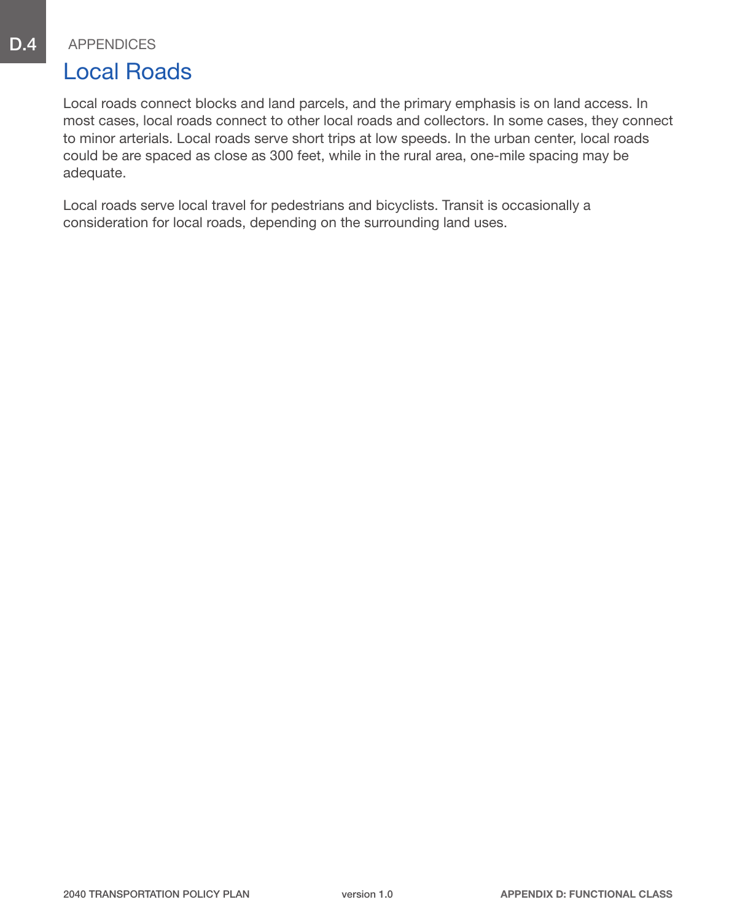## Local Roads

Local roads connect blocks and land parcels, and the primary emphasis is on land access. In most cases, local roads connect to other local roads and collectors. In some cases, they connect to minor arterials. Local roads serve short trips at low speeds. In the urban center, local roads could be are spaced as close as 300 feet, while in the rural area, one-mile spacing may be adequate.

Local roads serve local travel for pedestrians and bicyclists. Transit is occasionally a consideration for local roads, depending on the surrounding land uses.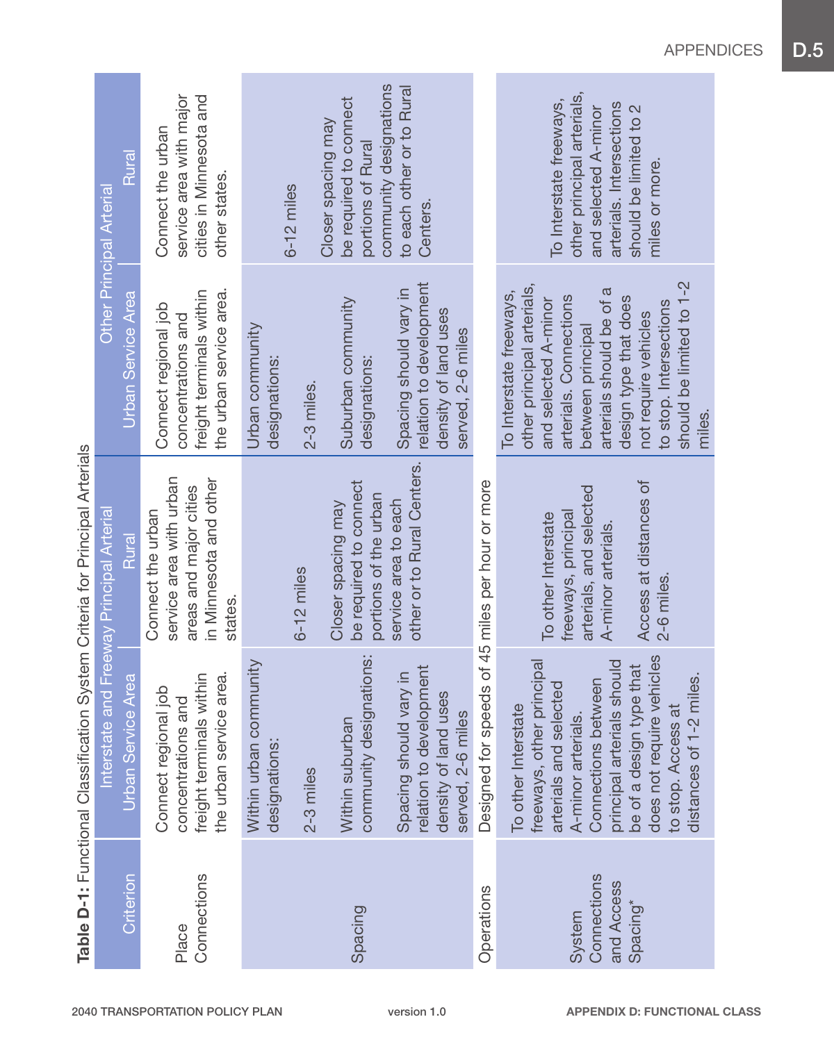**Table D-1:** Functional Classification System Criteria for Principal Arterials

| Criterion | Interstate and Freeway Principal Arterial | | Other Principal Arterial | |
|---|---|---|---|---|
| | Urban Service Area | Rural | Urban Service Area | Rural |
| Place Connections | Connect regional job concentrations and freight terminals within the urban service area. | Connect the urban service area with urban areas and major cities in Minnesota and other states. | Connect regional job concentrations and freight terminals within the urban service area. | Connect the urban service area with major cities in Minnesota and other states. |
| Spacing | Within urban community designations:<br><br>2-3 miles<br><br>Within suburban community designations:<br><br>Spacing should vary in relation to development density of land uses served, 2-6 miles | 6-12 miles<br><br>Closer spacing may be required to connect portions of the urban service area to each other or to Rural Centers. | Urban community designations:<br><br>2-3 miles.<br><br>Suburban community designations:<br><br>Spacing should vary in relation to development density of land uses served, 2-6 miles | 6-12 miles<br><br>Closer spacing may be required to connect portions of Rural community designations to each other or to Rural Centers. |
| Operations | Designed for speeds of 45 miles per hour or more | | | |
| System Connections and Access Spacing* | To other Interstate freeways, other principal arterials and selected A-minor arterials. Connections between principal arterials should be of a design type that does not require vehicles to stop. Access at distances of 1-2 miles. | To other Interstate freeways, principal arterials, and selected A-minor arterials.<br><br>Access at distances of 2-6 miles. | To Interstate freeways, other principal arterials, and selected A-minor arterials. Connections between principal arterials should be of a design type that does not require vehicles to stop. Intersections should be limited to 1-2 miles. | To Interstate freeways, other principal arterials, and selected A-minor arterials. Intersections should be limited to 2 miles or more. |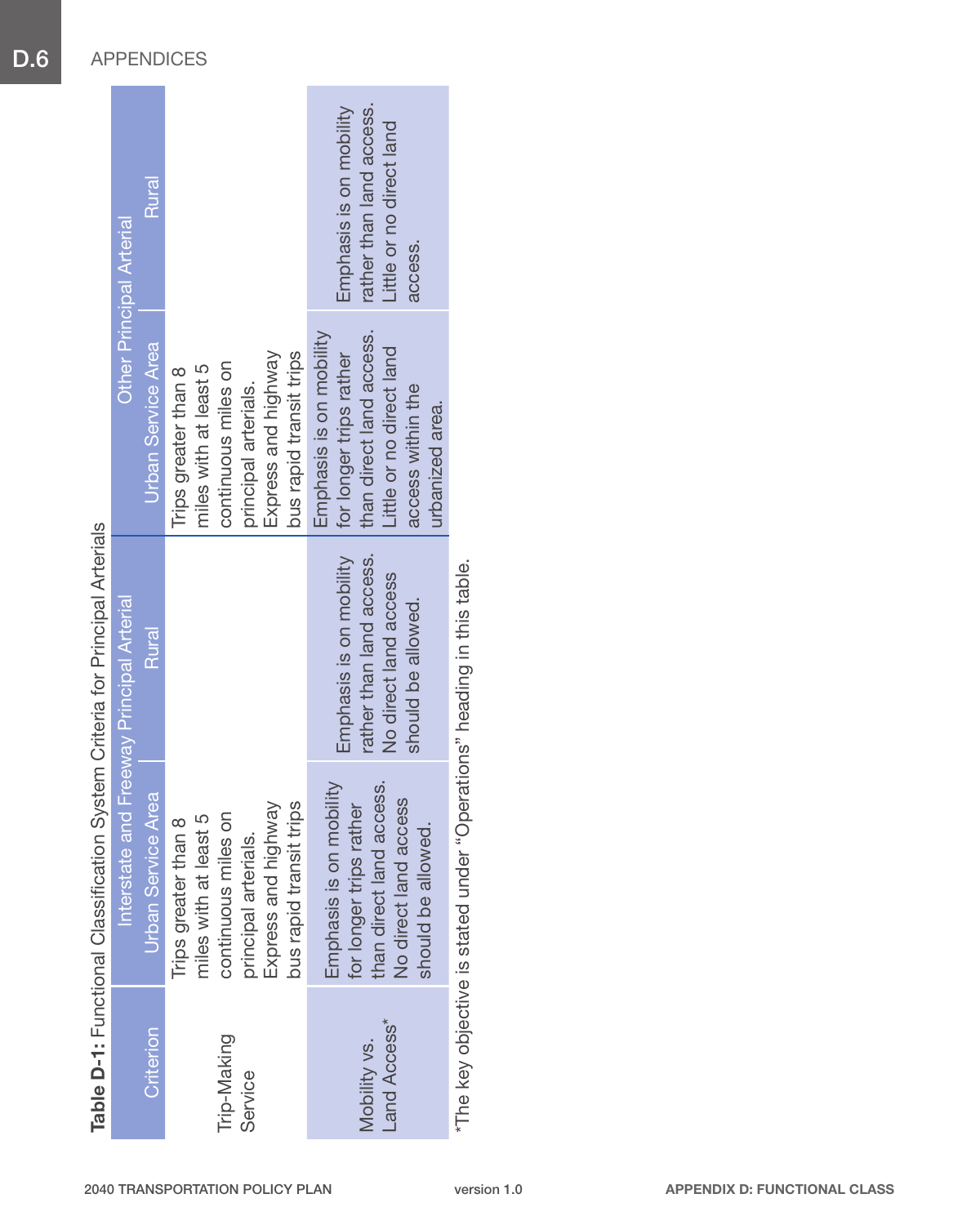**Table D-1:** Functional Classification System Criteria for Principal Arterials

| Criterion | Interstate and Freeway Principal Arterial | | Other Principal Arterial | |
|---|---|---|---|---|
| | Urban Service Area | Rural | Urban Service Area | Rural |
| Trip-Making Service | Trips greater than 8 miles with at least 5 continuous miles on principal arterials. Express and highway bus rapid transit trips | | Trips greater than 8 miles with at least 5 continuous miles on principal arterials. Express and highway bus rapid transit trips | |
| Mobility vs. Land Access* | Emphasis is on mobility for longer trips rather than direct land access. No direct land access should be allowed. | Emphasis is on mobility rather than land access. No direct land access should be allowed. | Emphasis is on mobility for longer trips rather than direct land access. Little or no direct land access within the urbanized area. | Emphasis is on mobility rather than land access. Little or no direct land access. |

*The key objective is stated under "Operations" heading in this table.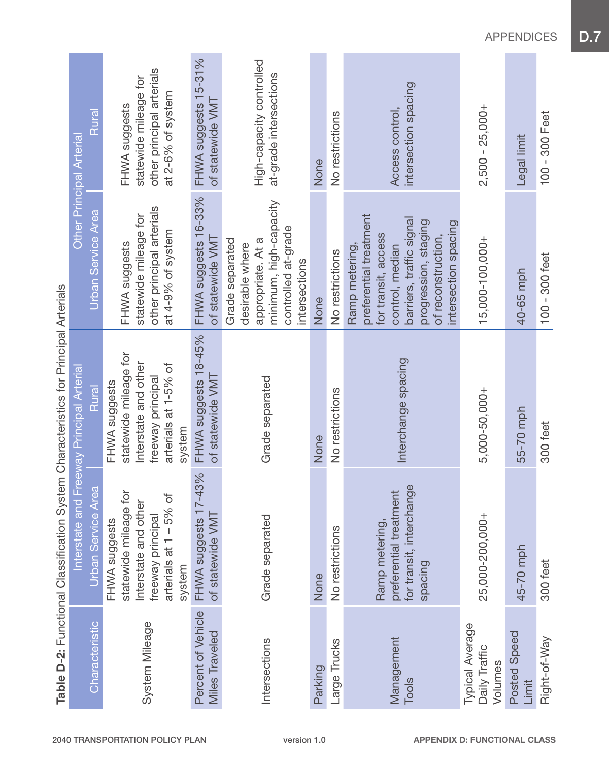**Table D-2:** Functional Classification System Characteristics for Principal Arterials

| Characteristic | Interstate and Freeway Principal Arterial | | Other Principal Arterial | |
|---|---|---|---|---|
| | Urban Service Area | Rural | Urban Service Area | Rural |
| System Mileage | FHWA suggests statewide mileage for Interstate and other freeway principal arterials at 1 – 5% of system | FHWA suggests statewide mileage for Interstate and other freeway principal arterials at 1-5% of system | FHWA suggests statewide mileage for other principal arterials at 4-9% of system | FHWA suggests statewide mileage for other principal arterials at 2-6% of system |
| Percent of Vehicle Miles Traveled | FHWA suggests 17-43% of statewide VMT | FHWA suggests 18-45% of statewide VMT | FHWA suggests 16-33% of statewide VMT | FHWA suggests 15-31% of statewide VMT |
| Intersections | Grade separated | Grade separated | Grade separated desirable where appropriate. At a minimum, high-capacity controlled at-grade intersections | High-capacity controlled at-grade intersections |
| Parking | None | None | None | None |
| Large Trucks | No restrictions | No restrictions | No restrictions | No restrictions |
| Management Tools | Ramp metering, preferential treatment for transit, interchange spacing | Interchange spacing | Ramp metering, preferential treatment for transit, access control, median barriers, traffic signal progression, staging of reconstruction, intersection spacing | Access control, intersection spacing |
| Typical Average Daily Traffic Volumes | 25,000-200,000+ | 5,000-50,000+ | 15,000-100,000+ | 2,500 - 25,000+ |
| Posted Speed Limit | 45-70 mph | 55-70 mph | 40-65 mph | Legal limit |
| Right-of-Way | 300 feet | 300 feet | 100 - 300 feet | 100 - 300 Feet |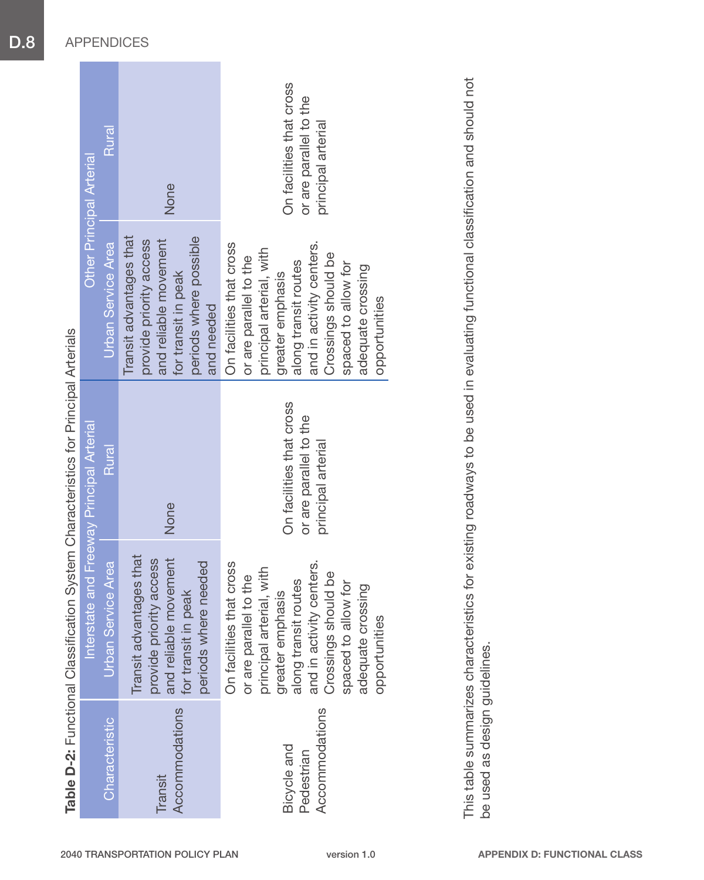**Table D-2:** Functional Classification System Characteristics for Principal Arterials

| Characteristic | Interstate and Freeway Principal Arterial | | Other Principal Arterial | |
|---|---|---|---|---|
| | Urban Service Area | Rural | Urban Service Area | Rural |
| Transit Accommodations | Transit advantages that provide priority access and reliable movement for transit in peak periods where needed | None | Transit advantages that provide priority access and reliable movement for transit in peak periods where possible and needed | None |
| Bicycle and Pedestrian Accommodations | On facilities that cross or are parallel to the principal arterial, with greater emphasis along transit routes and in activity centers. Crossings should be spaced to allow for adequate crossing opportunities | On facilities that cross or are parallel to the principal arterial | On facilities that cross or are parallel to the principal arterial, with greater emphasis along transit routes and in activity centers. Crossings should be spaced to allow for adequate crossing opportunities | On facilities that cross or are parallel to the principal arterial |

This table summarizes characteristics for existing roadways to be used in evaluating functional classification and should not be used as design guidelines.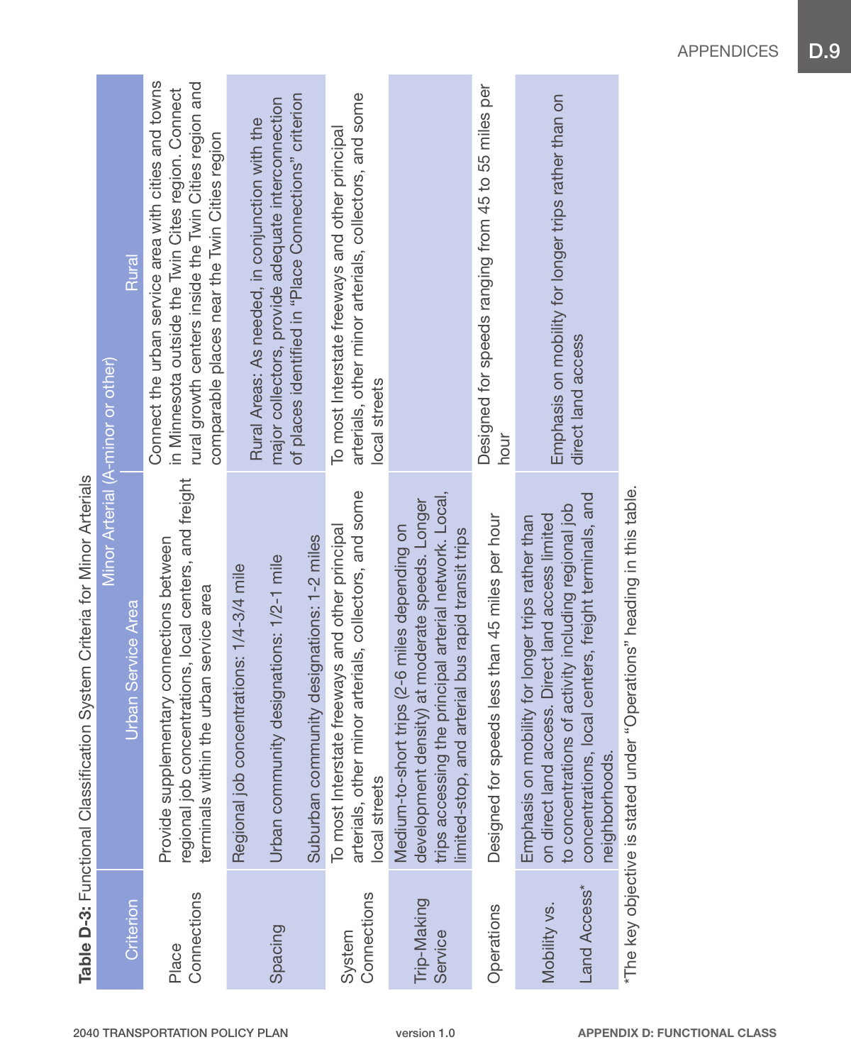**Table D-3:** Functional Classification System Criteria for Minor Arterials

| Criterion | Minor Arterial (A-minor or other) | |
|---|---|---|
| | Urban Service Area | Rural |
| Place Connections | Provide supplementary connections between regional job concentrations, local centers, and freight terminals within the urban service area | Connect the urban service area with cities and towns in Minnesota outside the Twin Cites region. Connect rural growth centers inside the Twin Cities region and comparable places near the Twin Cities region |
| Spacing | Regional job concentrations: 1/4-3/4 mile<br><br>Urban community designations: 1/2-1 mile<br><br>Suburban community designations: 1-2 miles | Rural Areas: As needed, in conjunction with the major collectors, provide adequate interconnection of places identified in "Place Connections" criterion |
| System Connections | To most Interstate freeways and other principal arterials, other minor arterials, collectors, and some local streets | To most Interstate freeways and other principal arterials, other minor arterials, collectors, and some local streets |
| Trip-Making Service | Medium-to-short trips (2-6 miles depending on development density) at moderate speeds. Longer trips accessing the principal arterial network. Local, limited-stop, and arterial bus rapid transit trips | |
| Operations | Designed for speeds less than 45 miles per hour | Designed for speeds ranging from 45 to 55 miles per hour |
| Mobility vs. Land Access* | Emphasis on mobility for longer trips rather than on direct land access. Direct land access limited to concentrations of activity including regional job concentrations, local centers, freight terminals, and neighborhoods. | Emphasis on mobility for longer trips rather than on direct land access |

*The key objective is stated under "Operations" heading in this table.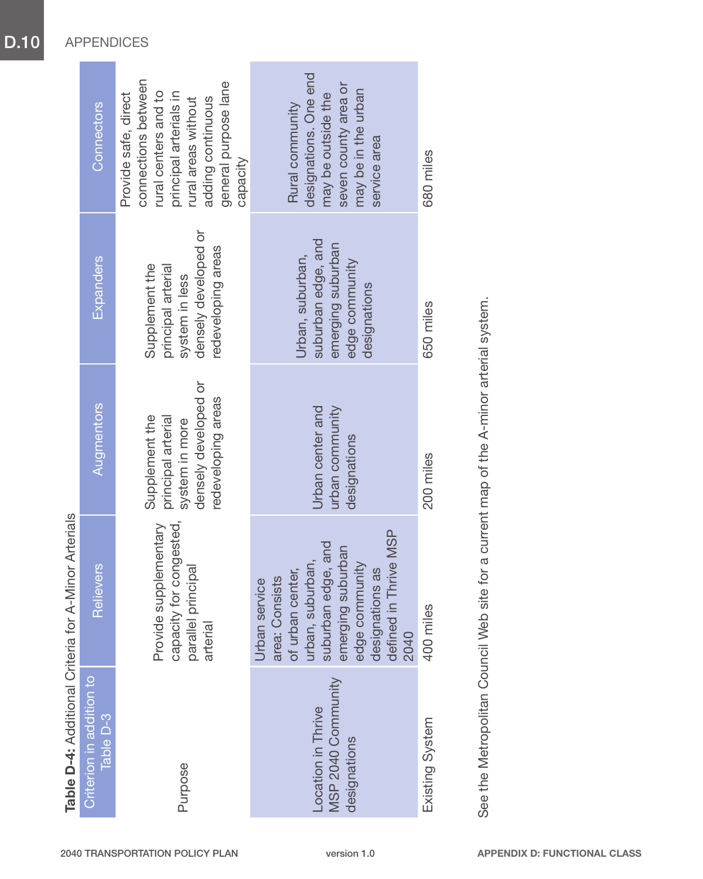**Table D-4:** Additional Criteria for A-Minor Arterials

| Criterion in addition to Table D-3 | Relievers | Augmentors | Expanders | Connectors |
|---|---|---|---|---|
| Purpose | Provide supplementary capacity for congested, parallel principal arterial | Supplement the principal arterial system in more densely developed or redeveloping areas | Supplement the principal arterial system in less densely developed or redeveloping areas | Provide safe, direct connections between rural centers and to principal arterials in rural areas without adding continuous general purpose lane capacity |
| Location in Thrive MSP 2040 Community designations | Urban service area: Consists of urban center, urban, suburban, suburban edge, and emerging suburban edge community designations as defined in Thrive MSP 2040 | Urban center and urban community designations | Urban, suburban, suburban edge, and emerging suburban edge community designations | Rural community designations. One end may be outside the seven county area or may be in the urban service area |
| Existing System | 400 miles | 200 miles | 650 miles | 680 miles |

See the Metropolitan Council Web site for a current map of the A-minor arterial system.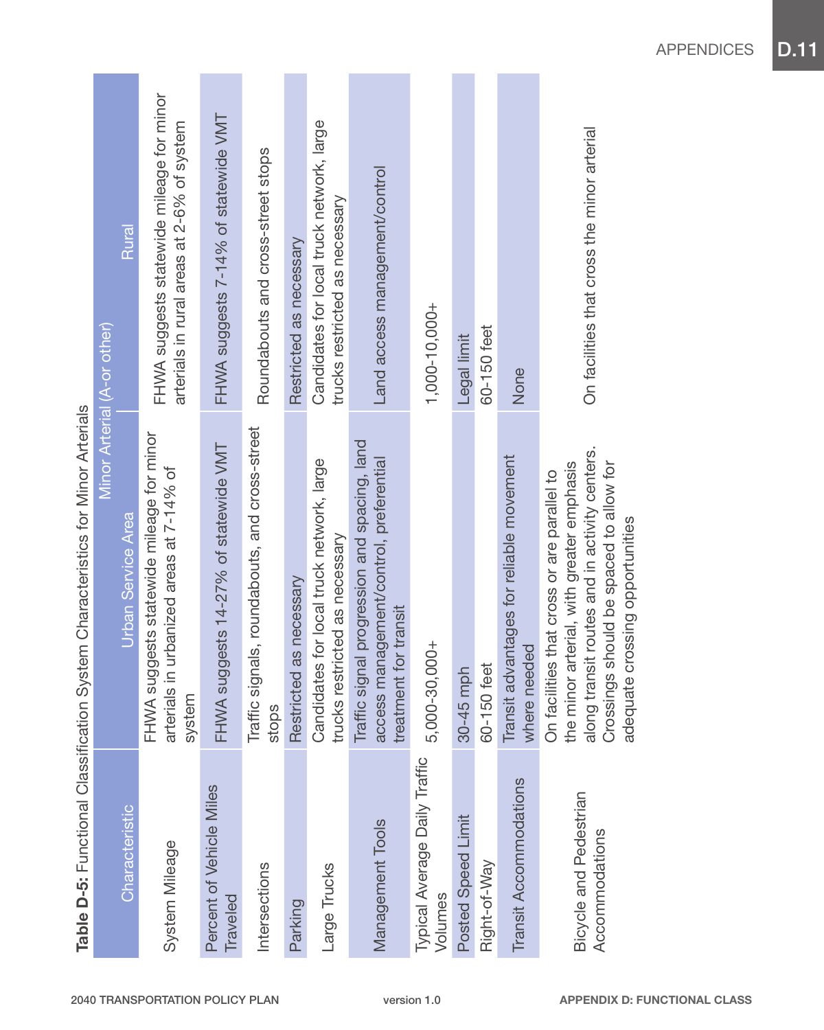**Table D-5:** Functional Classification System Characteristics for Minor Arterials

| Characteristic | Minor Arterial (A-or other) | |
|---|---|---|
| | Urban Service Area | Rural |
| System Mileage | FHWA suggests statewide mileage for minor arterials in urbanized areas at 7-14% of system | FHWA suggests statewide mileage for minor arterials in rural areas at 2-6% of system |
| Percent of Vehicle Miles Traveled | FHWA suggests 14-27% of statewide VMT | FHWA suggests 7-14% of statewide VMT |
| Intersections | Traffic signals, roundabouts, and cross-street stops | Roundabouts and cross-street stops |
| Parking | Restricted as necessary | Restricted as necessary |
| Large Trucks | Candidates for local truck network, large trucks restricted as necessary | Candidates for local truck network, large trucks restricted as necessary |
| Management Tools | Traffic signal progression and spacing, land access management/control, preferential treatment for transit | Land access management/control |
| Typical Average Daily Traffic Volumes | 5,000-30,000+ | 1,000-10,000+ |
| Posted Speed Limit | 30-45 mph | Legal limit |
| Right-of-Way | 60-150 feet | 60-150 feet |
| Transit Accommodations | Transit advantages for reliable movement where needed | None |
| Bicycle and Pedestrian Accommodations | On facilities that cross or are parallel to the minor arterial, with greater emphasis along transit routes and in activity centers. Crossings should be spaced to allow for adequate crossing opportunities | On facilities that cross the minor arterial |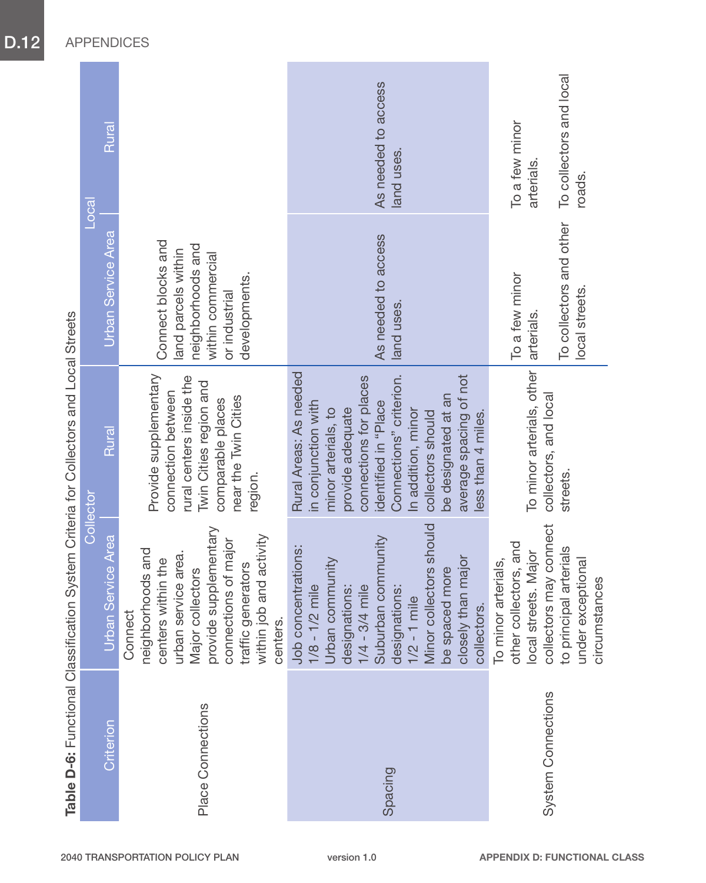**Table D-6:** Functional Classification System Criteria for Collectors and Local Streets

| Criterion | Collector | | Local | |
|---|---|---|---|---|
| | Urban Service Area | Rural | Urban Service Area | Rural |
| Place Connections | Connect neighborhoods and centers within the urban service area. Major collectors provide supplementary connections of major traffic generators within job and activity centers. | Provide supplementary connection between rural centers inside the Twin Cities region and comparable places near the Twin Cities region. | Connect blocks and land parcels within neighborhoods and within commercial or industrial developments. | |
| Spacing | Job concentrations: 1/8 - 1/2 mile<br>Urban community designations: 1/4 - 3/4 mile<br>Suburban community designations: 1/2 - 1 mile<br>Minor collectors should be spaced more closely than major collectors. | Rural Areas: As needed in conjunction with minor arterials, to provide adequate connections for places identified in "Place Connections" criterion. In addition, minor collectors should be designated at an average spacing of not less than 4 miles. | As needed to access land uses. | As needed to access land uses. |
| System Connections | To minor arterials, other collectors, and local streets. Major collectors may connect to principal arterials under exceptional circumstances | To minor arterials, other collectors, and local streets. | To a few minor arterials.<br>To collectors and other local streets. | To a few minor arterials.<br>To collectors and local roads. |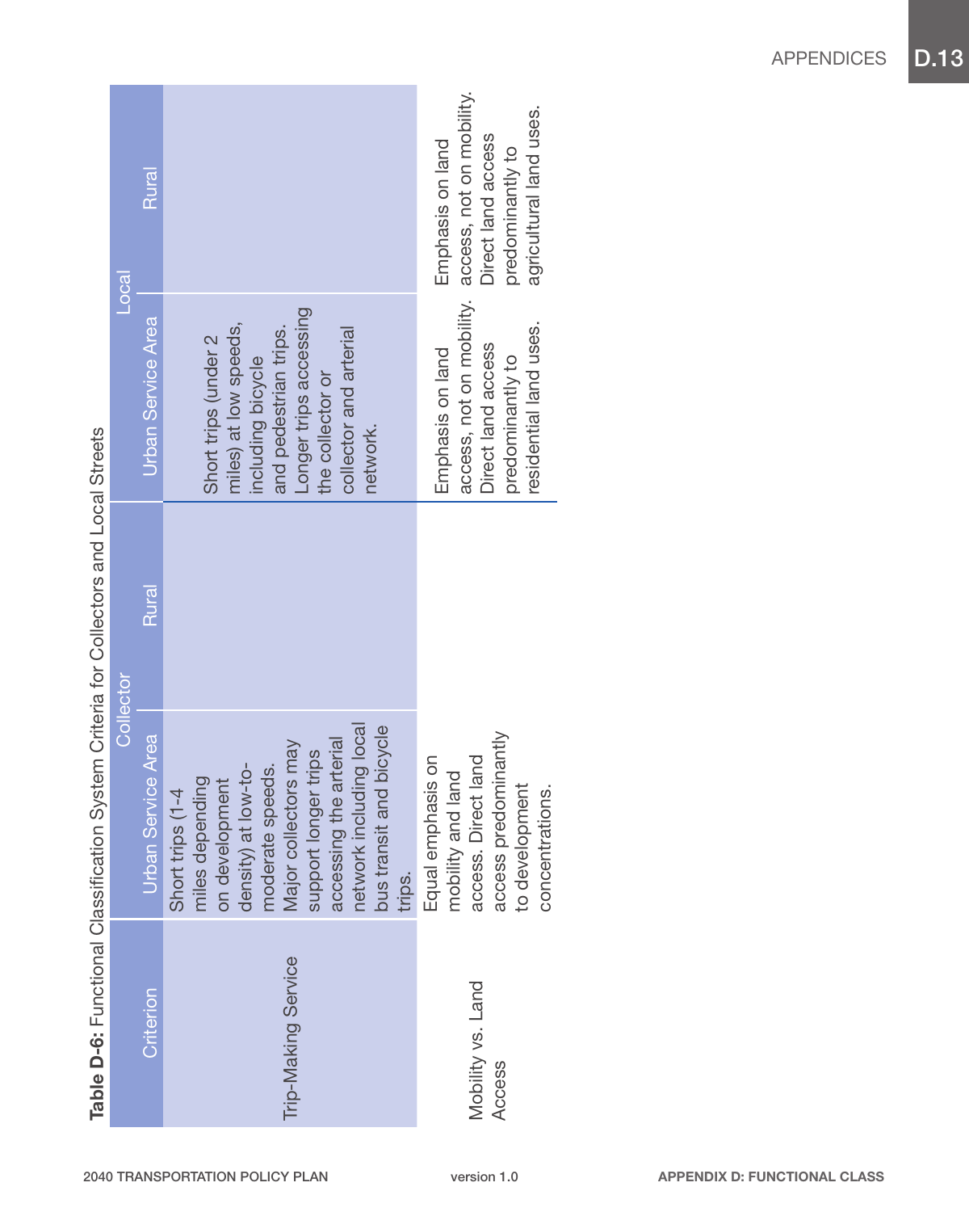**Table D-6:** Functional Classification System Criteria for Collectors and Local Streets

| Criterion | Collector | | Local | |
|---|---|---|---|---|
| | Urban Service Area | Rural | Urban Service Area | Rural |
| Trip-Making Service | Short trips (1-4 miles depending on development density) at low-to-moderate speeds. Major collectors may support longer trips accessing the arterial network including local bus transit and bicycle trips. | | Short trips (under 2 miles) at low speeds, including bicycle and pedestrian trips. Longer trips accessing the collector or collector and arterial network. | |
| Mobility vs. Land Access | Equal emphasis on mobility and land access. Direct land access predominantly to development concentrations. | | Emphasis on land access, not on mobility. Direct land access predominantly to residential land uses. | Emphasis on land access, not on mobility. Direct land access predominantly to agricultural land uses. |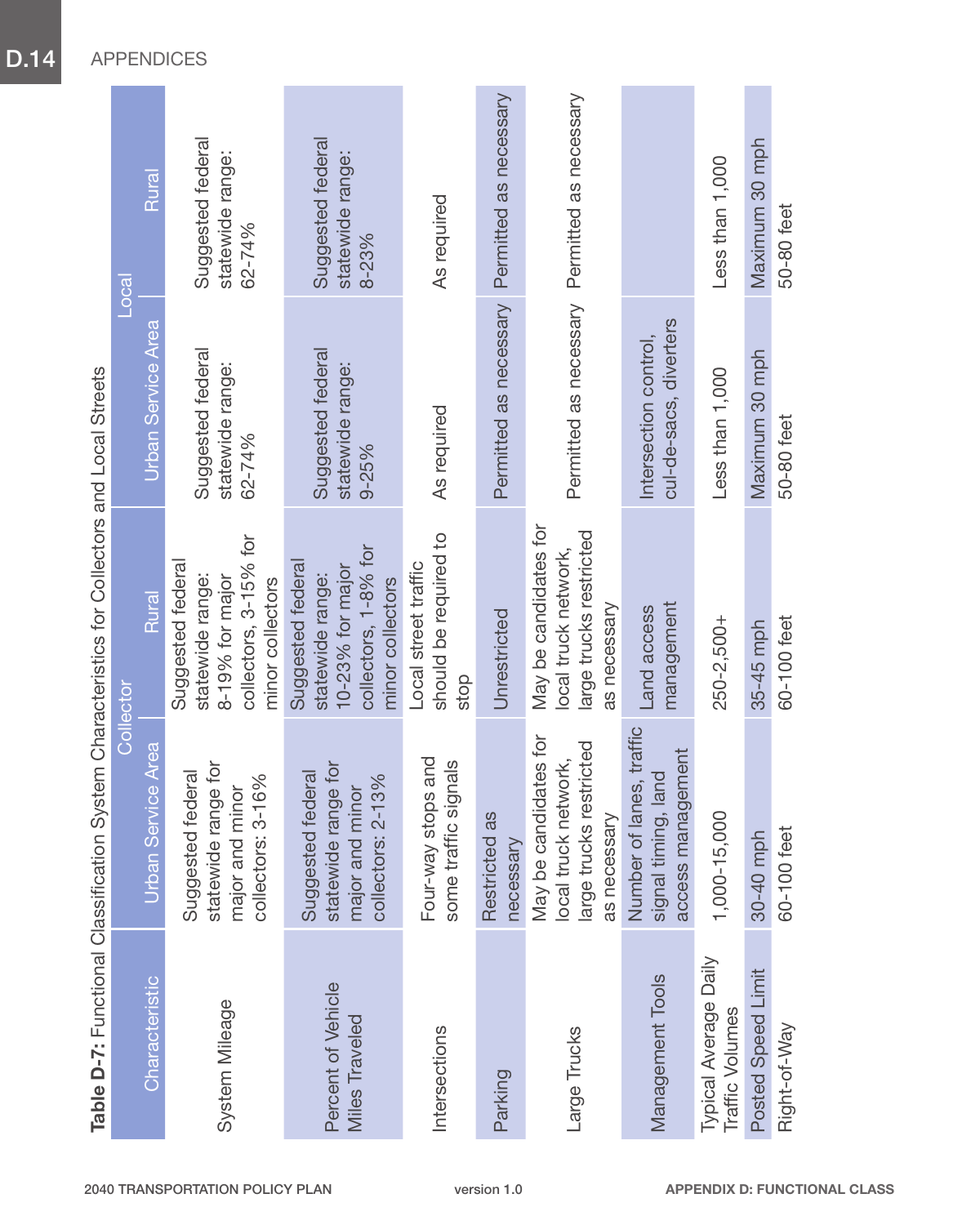**Table D-7:** Functional Classification System Characteristics for Collectors and Local Streets

| Characteristic | Collector | | Local | |
|---|---|---|---|---|
| | Urban Service Area | Rural | Urban Service Area | Rural |
| System Mileage | Suggested federal statewide range for major and minor collectors: 3-16% | Suggested federal statewide range: 8-19% for major collectors, 3-15% for minor collectors | Suggested federal statewide range: 62-74% | Suggested federal statewide range: 62-74% |
| Percent of Vehicle Miles Traveled | Suggested federal statewide range for major and minor collectors: 2-13% | Suggested federal statewide range: 10-23% for major collectors, 1-8% for minor collectors | Suggested federal statewide range: 9-25% | Suggested federal statewide range: 8-23% |
| Intersections | Four-way stops and some traffic signals | Local street traffic should be required to stop | As required | As required |
| Parking | Restricted as necessary | Unrestricted | Permitted as necessary | Permitted as necessary |
| Large Trucks | May be candidates for local truck network, large trucks restricted as necessary | May be candidates for local truck network, large trucks restricted as necessary | Permitted as necessary | Permitted as necessary |
| Management Tools | Number of lanes, traffic signal timing, land access management | Land access management | Intersection control, cul-de-sacs, diverters | |
| Typical Average Daily Traffic Volumes | 1,000-15,000 | 250-2,500+ | Less than 1,000 | Less than 1,000 |
| Posted Speed Limit | 30-40 mph | 35-45 mph | Maximum 30 mph | Maximum 30 mph |
| Right-of-Way | 60-100 feet | 60-100 feet | 50-80 feet | 50-80 feet |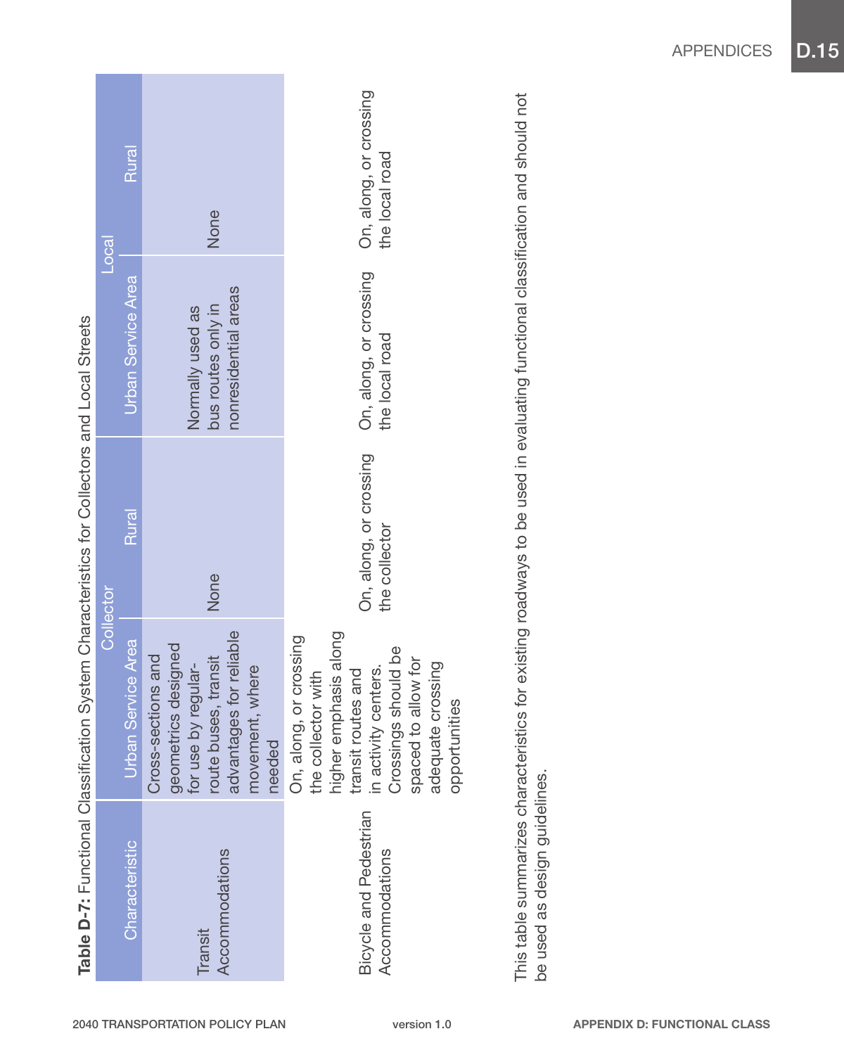**Table D-7:** Functional Classification System Characteristics for Collectors and Local Streets

| Characteristic | Collector | | Local | |
|---|---|---|---|---|
| | Urban Service Area | Rural | Urban Service Area | Rural |
| Transit Accommodations | Cross-sections and geometrics designed for use by regular-route buses, transit advantages for reliable movement, where needed | None | Normally used as bus routes only in nonresidential areas | None |
| Bicycle and Pedestrian Accommodations | On, along, or crossing the collector with higher emphasis along transit routes and in activity centers. Crossings should be spaced to allow for adequate crossing opportunities | On, along, or crossing the collector | On, along, or crossing the local road | On, along, or crossing the local road |

This table summarizes characteristics for existing roadways to be used in evaluating functional classification and should not be used as design guidelines.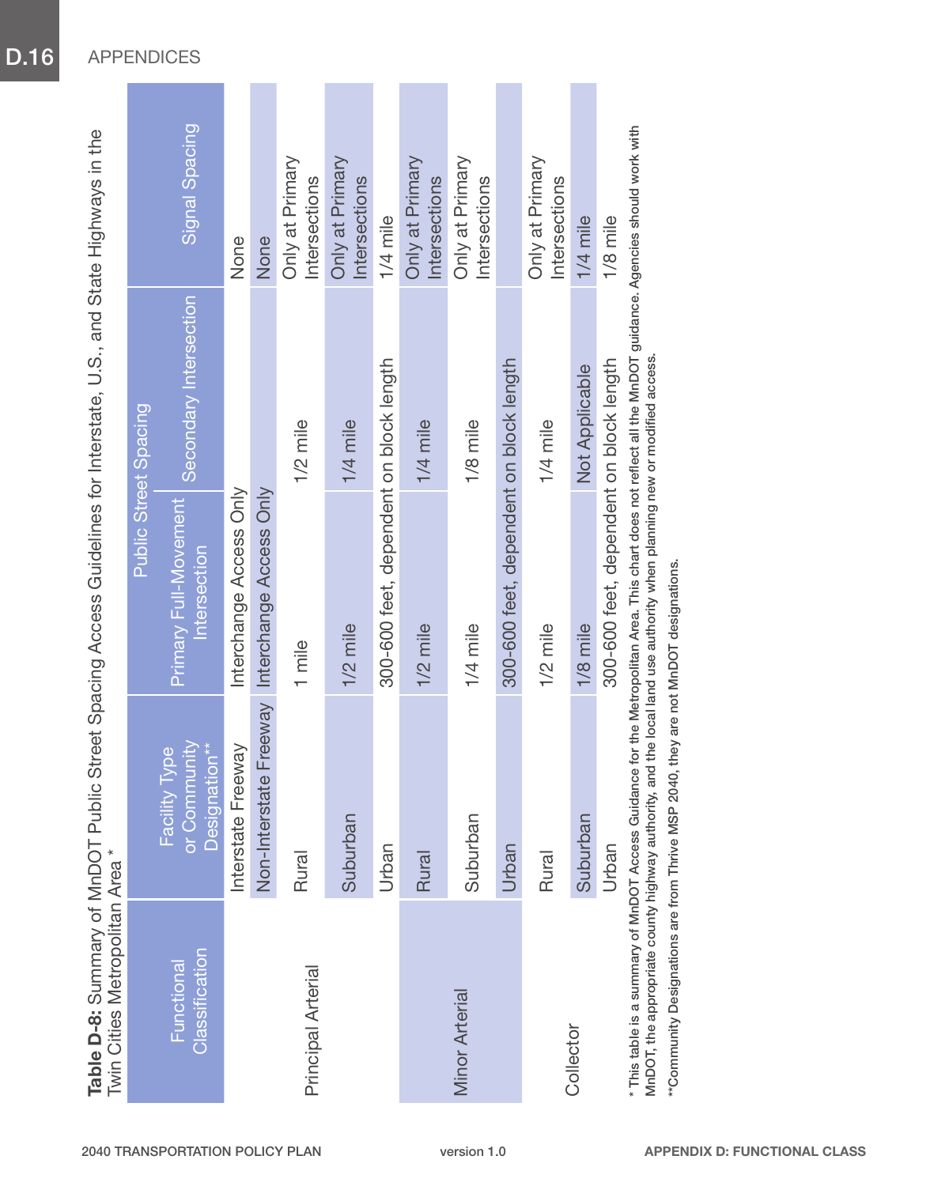**Table D-8:** Summary of MnDOT Public Street Spacing Access Guidelines for Interstate, U.S., and State Highways in the Twin Cities Metropolitan Area *

| Functional Classification | Facility Type or Community Designation** | Public Street Spacing | | Signal Spacing |
|---|---|---|---|---|
| | | Primary Full-Movement Intersection | Secondary Intersection | |
| Principal Arterial | Interstate Freeway | Interchange Access Only | | None |
| | Non-Interstate Freeway | Interchange Access Only | | None |
| | Rural | 1 mile | 1/2 mile | Only at Primary Intersections |
| | Suburban | 1/2 mile | 1/4 mile | Only at Primary Intersections |
| | Urban | 300-600 feet, dependent on block length | | 1/4 mile |
| Minor Arterial | Rural | 1/2 mile | 1/4 mile | Only at Primary Intersections |
| | Suburban | 1/4 mile | 1/8 mile | Only at Primary Intersections |
| | Urban | 300-600 feet, dependent on block length | | |
| Collector | Rural | 1/2 mile | 1/4 mile | Only at Primary Intersections |
| | Suburban | 1/8 mile | Not Applicable | 1/4 mile |
| | Urban | 300-600 feet, dependent on block length | | 1/8 mile |

* This table is a summary of MnDOT Access Guidance for the Metropolitan Area. This chart does not reflect all the MnDOT guidance. Agencies should work with MnDOT, the appropriate county highway authority, and the local land use authority when planning new or modified access.

**Community Designations are from Thrive MSP 2040, they are not MnDOT designations.